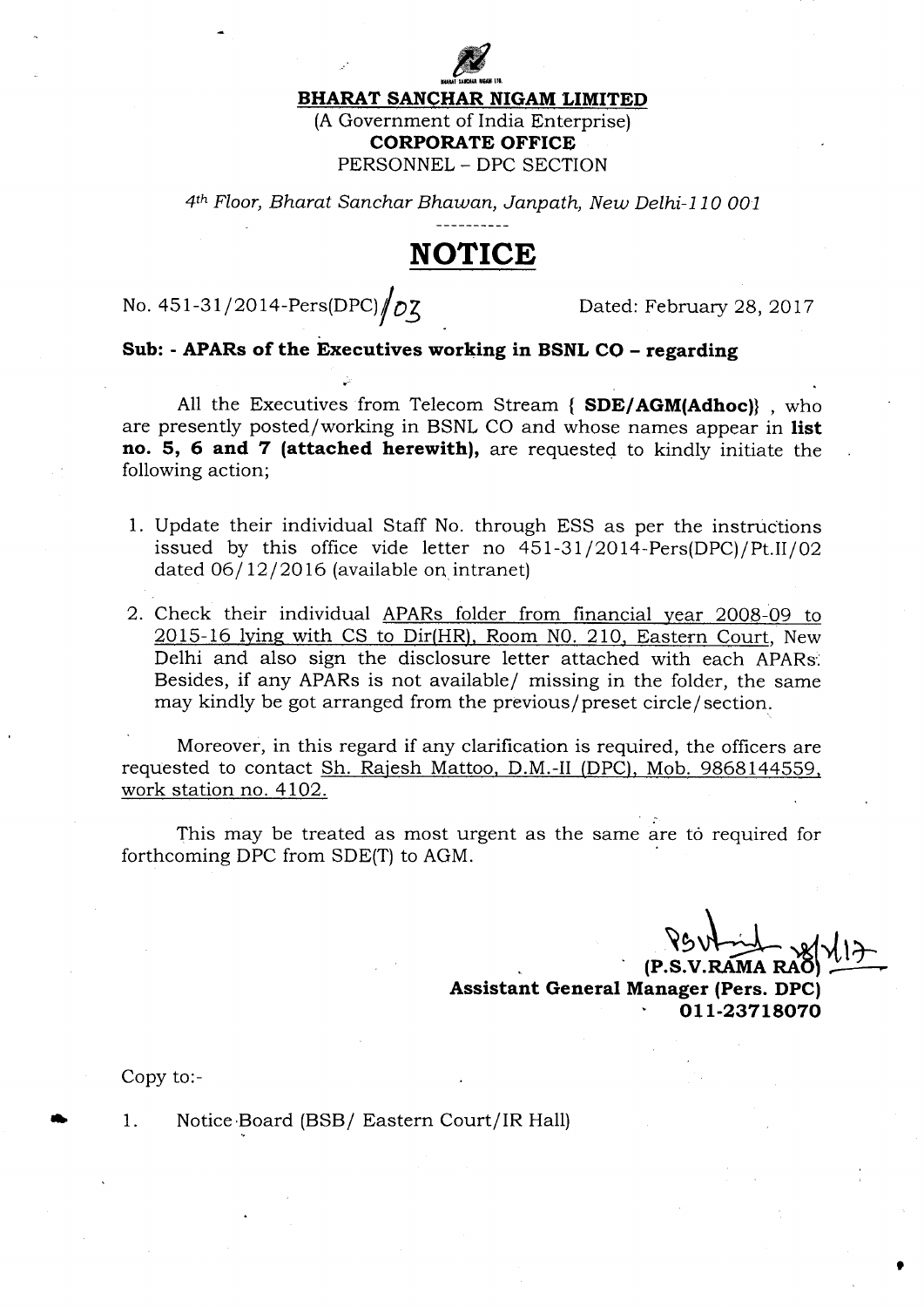**BHARAT SANCHAR NIGAM LIMITED**

(A Government of India Enterprise)

**CORPORATE OFFICE**

PERSONNEL – DPC SECTION

*4th Floor, Bharat Sanchar Bhawan, Janpath, New Delhi-110 001*

# NOTICE

No. 451-31/2014-Pers(DPC)/03 Dated: February 28, 2017

**Sub: - APARs of the Executives working in BSNL CO – regarding**

All the Executives from Telecom Stream { **SDE/AGM(Adhoc)**} , who are presently posted/working in BSNL CO and whose names appear in **list no. 5, 6 and 7 (attached herewith),** are requested to kindly initiate the following action;

1. Update their individual Staff No. through ESS as per the instructions issued by this office vide letter no 451-31/2014-Pers(DPC)/Pt.II/02 dated 06/12/2016 (available on intranet)
2. Check their individual APARs folder from financial year 2008-09 to 2015-16 lying with CS to Dir(HR), Room NO. 210, Eastern Court, New Delhi and also sign the disclosure letter attached with each APARs. Besides, if any APARs is not available/ missing in the folder, the same may kindly be got arranged from the previous/preset circle/section.

Moreover, in this regard if any clarification is required, the officers are requested to contact Sh. Rajesh Mattoo, D.M.-II (DPC), Mob. 9868144559, work station no. 4102.

This may be treated as most urgent as the same are to required for forthcoming DPC from SDE(T) to AGM.

28/2/17

**(P.S.V.RAMA RAO)**

**Assistant General Manager (Pers. DPC)**

**011-23718070**

Copy to:-

1. Notice Board (BSB/ Eastern Court/IR Hall)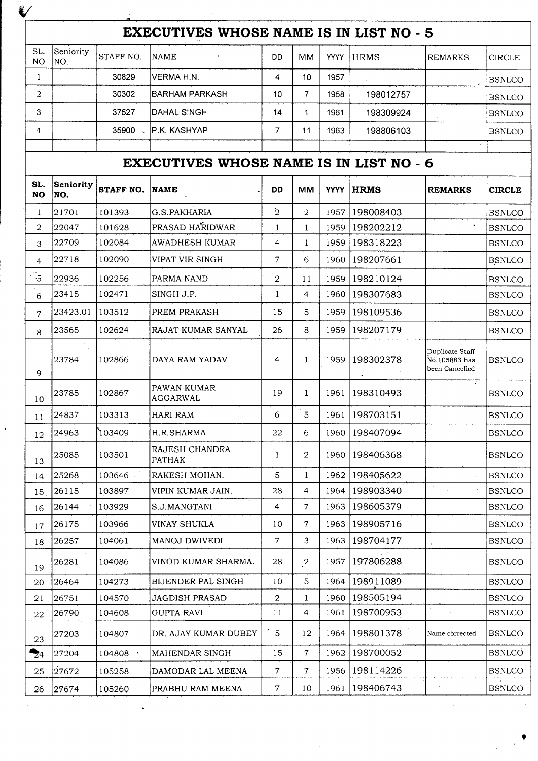## EXECUTIVES WHOSE NAME IS IN LIST NO - 5

| SL. NO | Seniority NO. | STAFF NO. | NAME | DD | MM | YYYY | HRMS | REMARKS | CIRCLE |
|---|---|---|---|---|---|---|---|---|---|
| 1 | | 30829 | VERMA H.N. | 4 | 10 | 1957 | | | BSNLCO |
| 2 | | 30302 | BARHAM PARKASH | 10 | 7 | 1958 | 198012757 | | BSNLCO |
| 3 | | 37527 | DAHAL SINGH | 14 | 1 | 1961 | 198309924 | | BSNLCO |
| 4 | | 35900 | P.K. KASHYAP | 7 | 11 | 1963 | 198806103 | | BSNLCO |

## EXECUTIVES WHOSE NAME IS IN LIST NO - 6

| SL. NO | Seniority NO. | STAFF NO. | NAME | DD | MM | YYYY | HRMS | REMARKS | CIRCLE |
|---|---|---|---|---|---|---|---|---|---|
| 1 | 21701 | 101393 | G.S.PAKHARIA | 2 | 2 | 1957 | 198008403 | | BSNLCO |
| 2 | 22047 | 101628 | PRASAD HARIDWAR | 1 | 1 | 1959 | 198202212 | | BSNLCO |
| 3 | 22709 | 102084 | AWADHESH KUMAR | 4 | 1 | 1959 | 198318223 | | BSNLCO |
| 4 | 22718 | 102090 | VIPAT VIR SINGH | 7 | 6 | 1960 | 198207661 | | BSNLCO |
| 5 | 22936 | 102256 | PARMA NAND | 2 | 11 | 1959 | 198210124 | | BSNLCO |
| 6 | 23415 | 102471 | SINGH J.P. | 1 | 4 | 1960 | 198307683 | | BSNLCO |
| 7 | 23423.01 | 103512 | PREM PRAKASH | 15 | 5 | 1959 | 198109536 | | BSNLCO |
| 8 | 23565 | 102624 | RAJAT KUMAR SANYAL | 26 | 8 | 1959 | 198207179 | | BSNLCO |
| 9 | 23784 | 102866 | DAYA RAM YADAV | 4 | 1 | 1959 | 198302378 | Duplicate Staff No.105883 has been Cancelled | BSNLCO |
| 10 | 23785 | 102867 | PAWAN KUMAR AGGARWAL | 19 | 1 | 1961 | 198310493 | | BSNLCO |
| 11 | 24837 | 103313 | HARI RAM | 6 | 5 | 1961 | 198703151 | | BSNLCO |
| 12 | 24963 | 103409 | H.R.SHARMA | 22 | 6 | 1960 | 198407094 | | BSNLCO |
| 13 | 25085 | 103501 | RAJESH CHANDRA PATHAK | 1 | 2 | 1960 | 198406368 | | BSNLCO |
| 14 | 25268 | 103646 | RAKESH MOHAN. | 5 | 1 | 1962 | 198405622 | | BSNLCO |
| 15 | 26115 | 103897 | VIPIN KUMAR JAIN. | 28 | 4 | 1964 | 198903340 | | BSNLCO |
| 16 | 26144 | 103929 | S.J.MANGTANI | 4 | 7 | 1963 | 198605379 | | BSNLCO |
| 17 | 26175 | 103966 | VINAY SHUKLA | 10 | 7 | 1963 | 198905716 | | BSNLCO |
| 18 | 26257 | 104061 | MANOJ DWIVEDI | 7 | 3 | 1963 | 198704177 | | BSNLCO |
| 19 | 26281 | 104086 | VINOD KUMAR SHARMA. | 28 | 2 | 1957 | 197806288 | | BSNLCO |
| 20 | 26464 | 104273 | BIJENDER PAL SINGH | 10 | 5 | 1964 | 198911089 | | BSNLCO |
| 21 | 26751 | 104570 | JAGDISH PRASAD | 2 | 1 | 1960 | 198505194 | | BSNLCO |
| 22 | 26790 | 104608 | GUPTA RAVI | 11 | 4 | 1961 | 198700953 | | BSNLCO |
| 23 | 27203 | 104807 | DR. AJAY KUMAR DUBEY | 5 | 12 | 1964 | 198801378 | Name corrected | BSNLCO |
| 24 | 27204 | 104808 | MAHENDAR SINGH | 15 | 7 | 1962 | 198700052 | | BSNLCO |
| 25 | 27672 | 105258 | DAMODAR LAL MEENA | 7 | 7 | 1956 | 198114226 | | BSNLCO |
| 26 | 27674 | 105260 | PRABHU RAM MEENA | 7 | 10 | 1961 | 198406743 | | BSNLCO |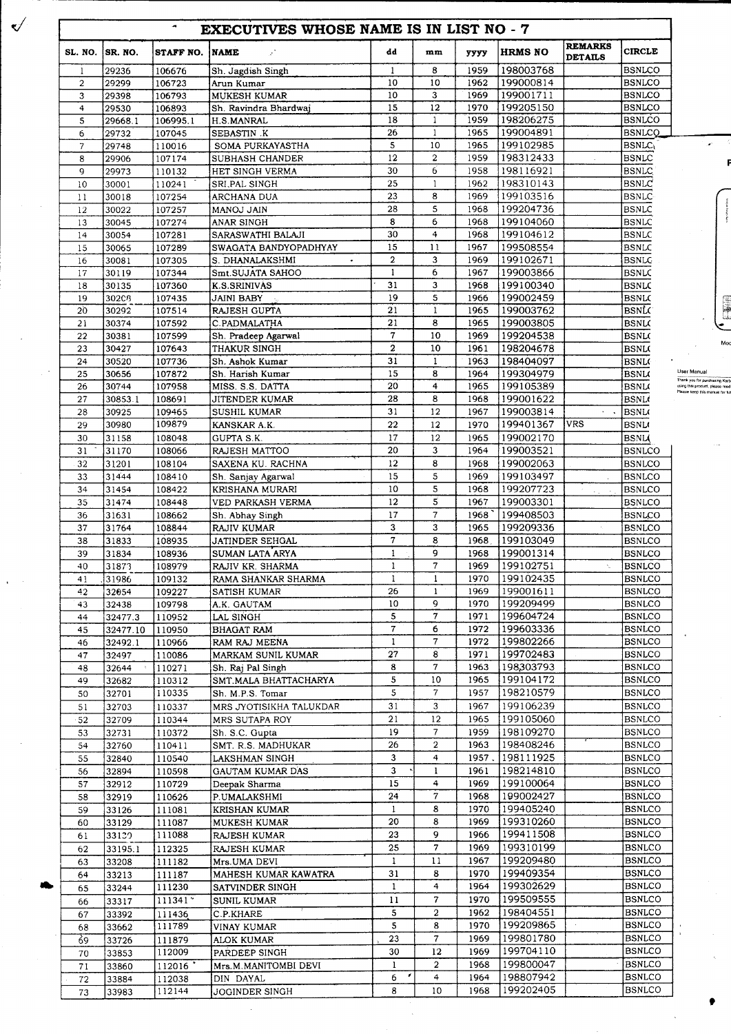# EXECUTIVES WHOSE NAME IS IN LIST NO - 7

| SL. NO. | SR. NO. | STAFF NO. | NAME | dd | mm | yyyy | HRMS NO | REMARKS DETAILS | CIRCLE |
|---|---|---|---|---|---|---|---|---|---|
| 1 | 29236 | 106676 | Sh. Jagdish Singh | 1 | 8 | 1959 | 198003768 | | BSNLCO |
| 2 | 29299 | 106723 | Arun Kumar | 10 | 10 | 1962 | 199000814 | | BSNLCO |
| 3 | 29398 | 106793 | MUKESH KUMAR | 10 | 3 | 1969 | 199001711 | | BSNLCO |
| 4 | 29530 | 106893 | Sh. Ravindra Bhardwaj | 15 | 12 | 1970 | 199205150 | | BSNLCO |
| 5 | 29668.1 | 106995.1 | H.S.MANRAL | 18 | 1 | 1959 | 198206275 | | BSNLCO |
| 6 | 29732 | 107045 | SEBASTIN .K | 26 | 1 | 1965 | 199004891 | | BSNLCO |
| 7 | 29748 | 110016 | SOMA PURKAYASTHA | 5 | 10 | 1965 | 199102985 | | BSNLC |
| 8 | 29906 | 107174 | SUBHASH CHANDER | 12 | 2 | 1959 | 198312433 | | BSNLC |
| 9 | 29973 | 110132 | HET SINGH VERMA | 30 | 6 | 1958 | 198116921 | | BSNLC |
| 10 | 30001 | 110241 | SRI.PAL SINGH | 25 | 1 | 1962 | 198310143 | | BSNLC |
| 11 | 30018 | 107254 | ARCHANA DUA | 23 | 8 | 1969 | 199103516 | | BSNLC |
| 12 | 30022 | 107257 | MANOJ JAIN | 28 | 5 | 1968 | 199204736 | | BSNLC |
| 13 | 30045 | 107274 | ANAR SINGH | 8 | 6 | 1968 | 199104060 | | BSNLC |
| 14 | 30054 | 107281 | SARASWATHI BALAJI | 30 | 4 | 1968 | 199104612 | | BSNLC |
| 15 | 30065 | 107289 | SWAGATA BANDYOPADHYAY | 15 | 11 | 1967 | 199508554 | | BSNLC |
| 16 | 30081 | 107305 | S. DHANALAKSHMI | 2 | 3 | 1969 | 199102671 | | BSNLC |
| 17 | 30119 | 107344 | Smt.SUJATA SAHOO | 1 | 6 | 1967 | 199003866 | | BSNLC |
| 18 | 30135 | 107360 | K.S.SRINIVAS | 31 | 3 | 1968 | 199100340 | | BSNLC |
| 19 | 30209 | 107435 | JAINI BABY | 19 | 5 | 1966 | 199002459 | | BSNLC |
| 20 | 30292 | 107514 | RAJESH GUPTA | 21 | 1 | 1965 | 199003762 | | BSNLC |
| 21 | 30374 | 107592 | C.PADMALATHA | 21 | 8 | 1965 | 199003805 | | BSNLC |
| 22 | 30381 | 107599 | Sh. Pradeep Agarwal | 7 | 10 | 1969 | 199204538 | | BSNLC |
| 23 | 30427 | 107643 | THAKUR SINGH | 2 | 10 | 1961 | 198204678 | | BSNLC |
| 24 | 30520 | 107736 | Sh. Ashok Kumar | 31 | 1 | 1963 | 198404097 | | BSNLC |
| 25 | 30656 | 107872 | Sh. Harish Kumar | 15 | 8 | 1964 | 199304979 | | BSNLC |
| 26 | 30744 | 107958 | MISS. S.S. DATTA | 20 | 4 | 1965 | 199105389 | | BSNLC |
| 27 | 30853.1 | 108691 | JITENDER KUMAR | 28 | 8 | 1968 | 199001622 | | BSNLC |
| 28 | 30925 | 109465 | SUSHIL KUMAR | 31 | 12 | 1967 | 199003814 | | BSNLC |
| 29 | 30980 | 109879 | KANSKAR A.K. | 22 | 12 | 1970 | 199401367 | VRS | BSNLC |
| 30 | 31158 | 108048 | GUPTA S.K. | 17 | 12 | 1965 | 199002170 | | BSNLC |
| 31 | 31170 | 108066 | RAJESH MATTOO | 20 | 3 | 1964 | 199003521 | | BSNLCO |
| 32 | 31201 | 108104 | SAXENA KU. RACHNA | 12 | 8 | 1968 | 199002063 | | BSNLCO |
| 33 | 31444 | 108410 | Sh. Sanjay Agarwal | 15 | 5 | 1969 | 199103497 | | BSNLCO |
| 34 | 31454 | 108422 | KRISHANA MURARI | 10 | 5 | 1968 | 199207723 | | BSNLCO |
| 35 | 31474 | 108448 | VED PARKASH VERMA | 12 | 5 | 1967 | 199003301 | | BSNLCO |
| 36 | 31631 | 108662 | Sh. Abhay Singh | 17 | 7 | 1968 | 199408503 | | BSNLCO |
| 37 | 31764 | 108844 | RAJIV KUMAR | 3 | 3 | 1965 | 199209336 | | BSNLCO |
| 38 | 31833 | 108935 | JATINDER SEHGAL | 7 | 8 | 1968 | 199103049 | | BSNLCO |
| 39 | 31834 | 108936 | SUMAN LATA ARYA | 1 | 9 | 1968 | 199001314 | | BSNLCO |
| 40 | 31873 | 108979 | RAJIV KR. SHARMA | 1 | 7 | 1969 | 199102751 | | BSNLCO |
| 41 | 31986 | 109132 | RAMA SHANKAR SHARMA | 1 | 1 | 1970 | 199102435 | | BSNLCO |
| 42 | 32054 | 109227 | SATISH KUMAR | 26 | 1 | 1969 | 199001611 | | BSNLCO |
| 43 | 32438 | 109798 | A.K. GAUTAM | 10 | 9 | 1970 | 199209499 | | BSNLCO |
| 44 | 32477.3 | 110952 | LAL SINGH | 5 | 7 | 1971 | 199604724 | | BSNLCO |
| 45 | 32477.10 | 110950 | BHAGAT RAM | 7 | 6 | 1972 | 199603336 | | BSNLCO |
| 46 | 32492.1 | 110966 | RAM RAJ MEENA | 1 | 7 | 1972 | 199802266 | | BSNLCO |
| 47 | 32497 | 110086 | MARKAM SUNIL KUMAR | 27 | 8 | 1971 | 199702483 | | BSNLCO |
| 48 | 32644 | 110271 | Sh. Raj Pal Singh | 8 | 7 | 1963 | 198303793 | | BSNLCO |
| 49 | 32682 | 110312 | SMT.MALA BHATTACHARYA | 5 | 10 | 1965 | 199104172 | | BSNLCO |
| 50 | 32701 | 110335 | Sh. M.P.S. Tomar | 5 | 7 | 1957 | 198210579 | | BSNLCO |
| 51 | 32703 | 110337 | MRS JYOTISIKHA TALUKDAR | 31 | 3 | 1967 | 199106239 | | BSNLCO |
| 52 | 32709 | 110344 | MRS SUTAPA ROY | 21 | 12 | 1965 | 199105060 | | BSNLCO |
| 53 | 32731 | 110372 | Sh. S.C. Gupta | 19 | 7 | 1959 | 198109270 | | BSNLCO |
| 54 | 32760 | 110411 | SMT. R.S. MADHUKAR | 26 | 2 | 1963 | 198408246 | | BSNLCO |
| 55 | 32840 | 110540 | LAKSHMAN SINGH | 3 | 4 | 1957 | 198111925 | | BSNLCO |
| 56 | 32894 | 110598 | GAUTAM KUMAR DAS | 3 | 1 | 1961 | 198214810 | | BSNLCO |
| 57 | 32912 | 110729 | Deepak Sharma | 15 | 4 | 1969 | 199100064 | | BSNLCO |
| 58 | 32919 | 110626 | P.UMALAKSHMI | 24 | 7 | 1968 | 199002427 | | BSNLCO |
| 59 | 33126 | 111081 | KRISHAN KUMAR | 1 | 8 | 1970 | 199405240 | | BSNLCO |
| 60 | 33129 | 111087 | MUKESH KUMAR | 20 | 8 | 1969 | 199310260 | | BSNLCO |
| 61 | 33130 | 111088 | RAJESH KUMAR | 23 | 9 | 1966 | 199411508 | | BSNLCO |
| 62 | 33195.1 | 112325 | RAJESH KUMAR | 25 | 7 | 1969 | 199310199 | | BSNLCO |
| 63 | 33208 | 111182 | Mrs.UMA DEVI | 1 | 11 | 1967 | 199209480 | | BSNLCO |
| 64 | 33213 | 111187 | MAHESH KUMAR KAWATRA | 31 | 8 | 1970 | 199409354 | | BSNLCO |
| 65 | 33244 | 111230 | SATVINDER SINGH | 1 | 4 | 1964 | 199302629 | | BSNLCO |
| 66 | 33317 | 111341 | SUNIL KUMAR | 11 | 7 | 1970 | 199509555 | | BSNLCO |
| 67 | 33392 | 111436 | C.P.KHARE | 5 | 2 | 1962 | 198404551 | | BSNLCO |
| 68 | 33662 | 111789 | VINAY KUMAR | 5 | 8 | 1970 | 199209865 | | BSNLCO |
| 69 | 33726 | 111879 | ALOK KUMAR | 23 | 7 | 1969 | 199801780 | | BSNLCO |
| 70 | 33853 | 112009 | PARDEEP SINGH | 30 | 12 | 1969 | 199704110 | | BSNLCO |
| 71 | 33860 | 112016 | Mrs.M.MANITOMBI DEVI | 1 | 2 | 1968 | 199800047 | | BSNLCO |
| 72 | 33884 | 112038 | DIN DAYAL | 6 | 4 | 1964 | 198807942 | | BSNLCO |
| 73 | 33983 | 112144 | JOGINDER SINGH | 8 | 10 | 1968 | 199202405 | | BSNLCO |